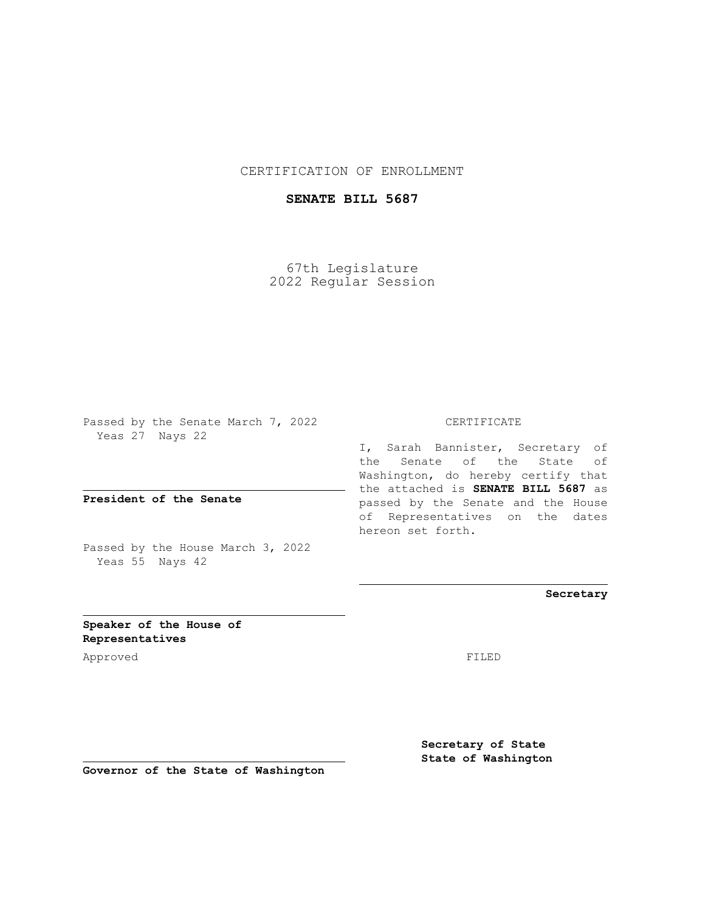CERTIFICATION OF ENROLLMENT

**SENATE BILL 5687**

67th Legislature
2022 Regular Session

Passed by the Senate March 7, 2022
Yeas 27 Nays 22

**President of the Senate**

Passed by the House March 3, 2022
Yeas 55 Nays 42

**Speaker of the House of Representatives**

Approved

**Governor of the State of Washington**

CERTIFICATE

I, Sarah Bannister, Secretary of the Senate of the State of Washington, do hereby certify that the attached is **SENATE BILL 5687** as passed by the Senate and the House of Representatives on the dates hereon set forth.

**Secretary**

FILED

**Secretary of State**
**State of Washington**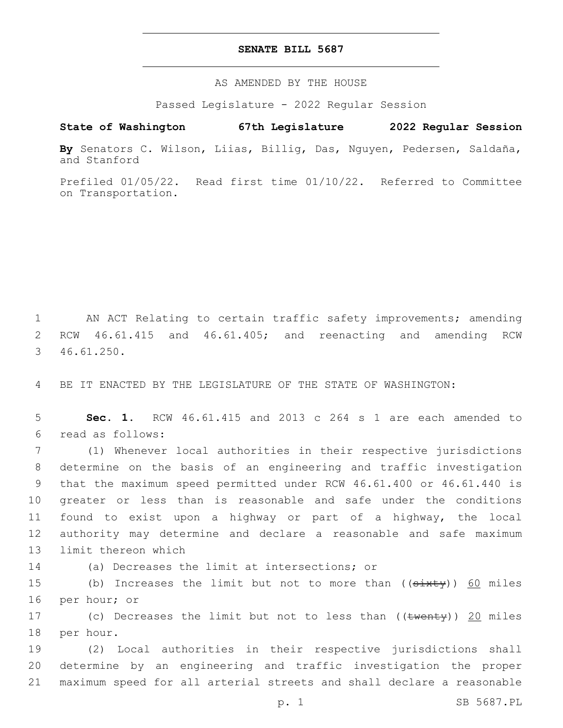# SENATE BILL 5687

AS AMENDED BY THE HOUSE

Passed Legislature - 2022 Regular Session

**State of Washington 67th Legislature 2022 Regular Session**

**By** Senators C. Wilson, Liias, Billig, Das, Nguyen, Pedersen, Saldaña, and Stanford

Prefiled 01/05/22. Read first time 01/10/22. Referred to Committee on Transportation.

1 AN ACT Relating to certain traffic safety improvements; amending
2 RCW 46.61.415 and 46.61.405; and reenacting and amending RCW
3 46.61.250.

4 BE IT ENACTED BY THE LEGISLATURE OF THE STATE OF WASHINGTON:

5 **Sec. 1.** RCW 46.61.415 and 2013 c 264 s 1 are each amended to
6 read as follows:

7 (1) Whenever local authorities in their respective jurisdictions
8 determine on the basis of an engineering and traffic investigation
9 that the maximum speed permitted under RCW 46.61.400 or 46.61.440 is
10 greater or less than is reasonable and safe under the conditions
11 found to exist upon a highway or part of a highway, the local
12 authority may determine and declare a reasonable and safe maximum
13 limit thereon which

14 (a) Decreases the limit at intersections; or

15 (b) Increases the limit but not to more than ((~~sixty~~)) <u>60</u> miles
16 per hour; or

17 (c) Decreases the limit but not to less than ((~~twenty~~)) <u>20</u> miles
18 per hour.

19 (2) Local authorities in their respective jurisdictions shall
20 determine by an engineering and traffic investigation the proper
21 maximum speed for all arterial streets and shall declare a reasonable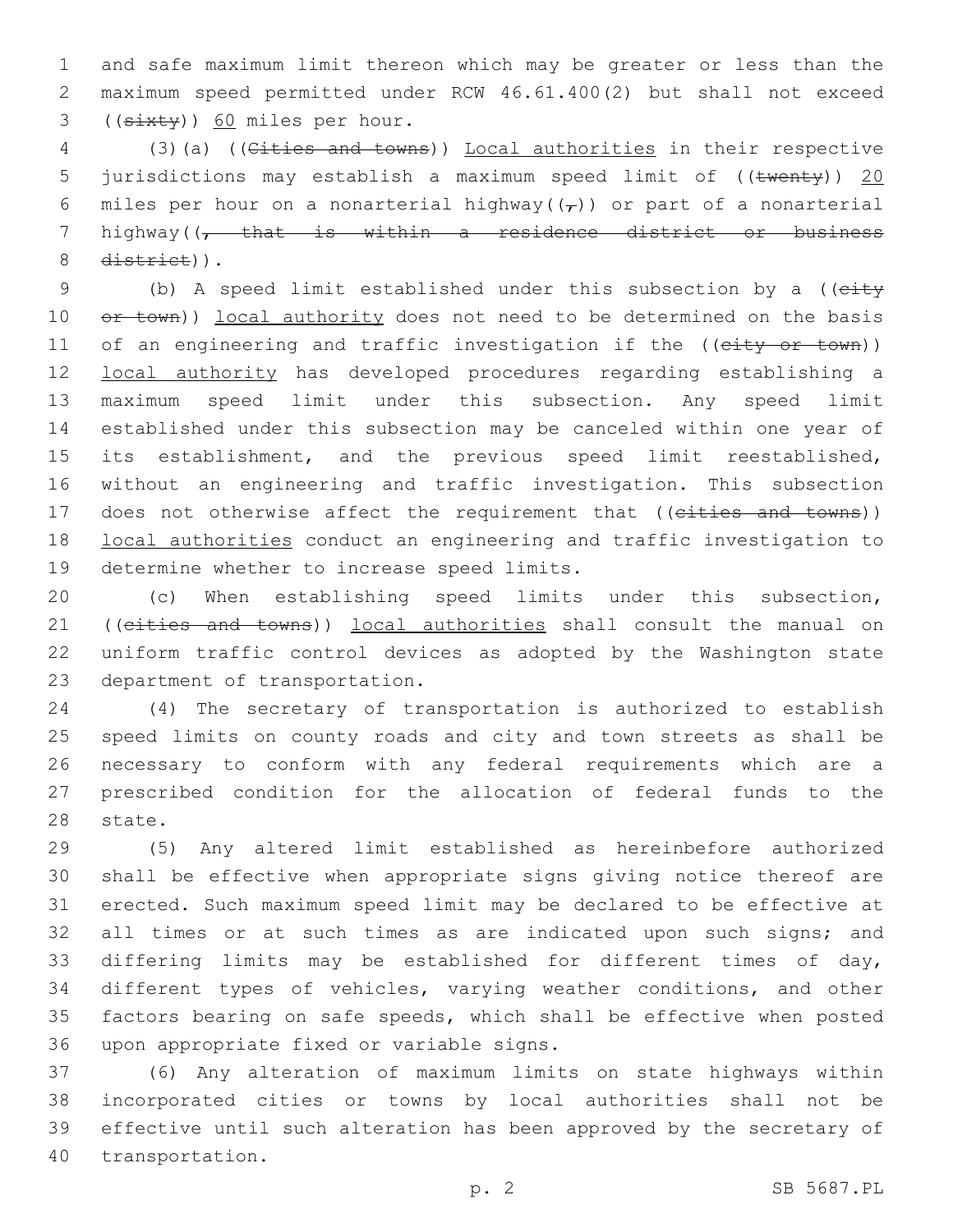and safe maximum limit thereon which may be greater or less than the maximum speed permitted under RCW 46.61.400(2) but shall not exceed ((~~sixty~~)) <u>60</u> miles per hour.

(3)(a) ((~~Cities and towns~~)) <u>Local authorities</u> in their respective jurisdictions may establish a maximum speed limit of ((~~twenty~~)) <u>20</u> miles per hour on a nonarterial highway((~~,~~)) or part of a nonarterial highway((~~, that is within a residence district or business district~~)).

(b) A speed limit established under this subsection by a ((~~city or town~~)) <u>local authority</u> does not need to be determined on the basis of an engineering and traffic investigation if the ((~~city or town~~)) <u>local authority</u> has developed procedures regarding establishing a maximum speed limit under this subsection. Any speed limit established under this subsection may be canceled within one year of its establishment, and the previous speed limit reestablished, without an engineering and traffic investigation. This subsection does not otherwise affect the requirement that ((~~cities and towns~~)) <u>local authorities</u> conduct an engineering and traffic investigation to determine whether to increase speed limits.

(c) When establishing speed limits under this subsection, ((~~cities and towns~~)) <u>local authorities</u> shall consult the manual on uniform traffic control devices as adopted by the Washington state department of transportation.

(4) The secretary of transportation is authorized to establish speed limits on county roads and city and town streets as shall be necessary to conform with any federal requirements which are a prescribed condition for the allocation of federal funds to the state.

(5) Any altered limit established as hereinbefore authorized shall be effective when appropriate signs giving notice thereof are erected. Such maximum speed limit may be declared to be effective at all times or at such times as are indicated upon such signs; and differing limits may be established for different times of day, different types of vehicles, varying weather conditions, and other factors bearing on safe speeds, which shall be effective when posted upon appropriate fixed or variable signs.

(6) Any alteration of maximum limits on state highways within incorporated cities or towns by local authorities shall not be effective until such alteration has been approved by the secretary of transportation.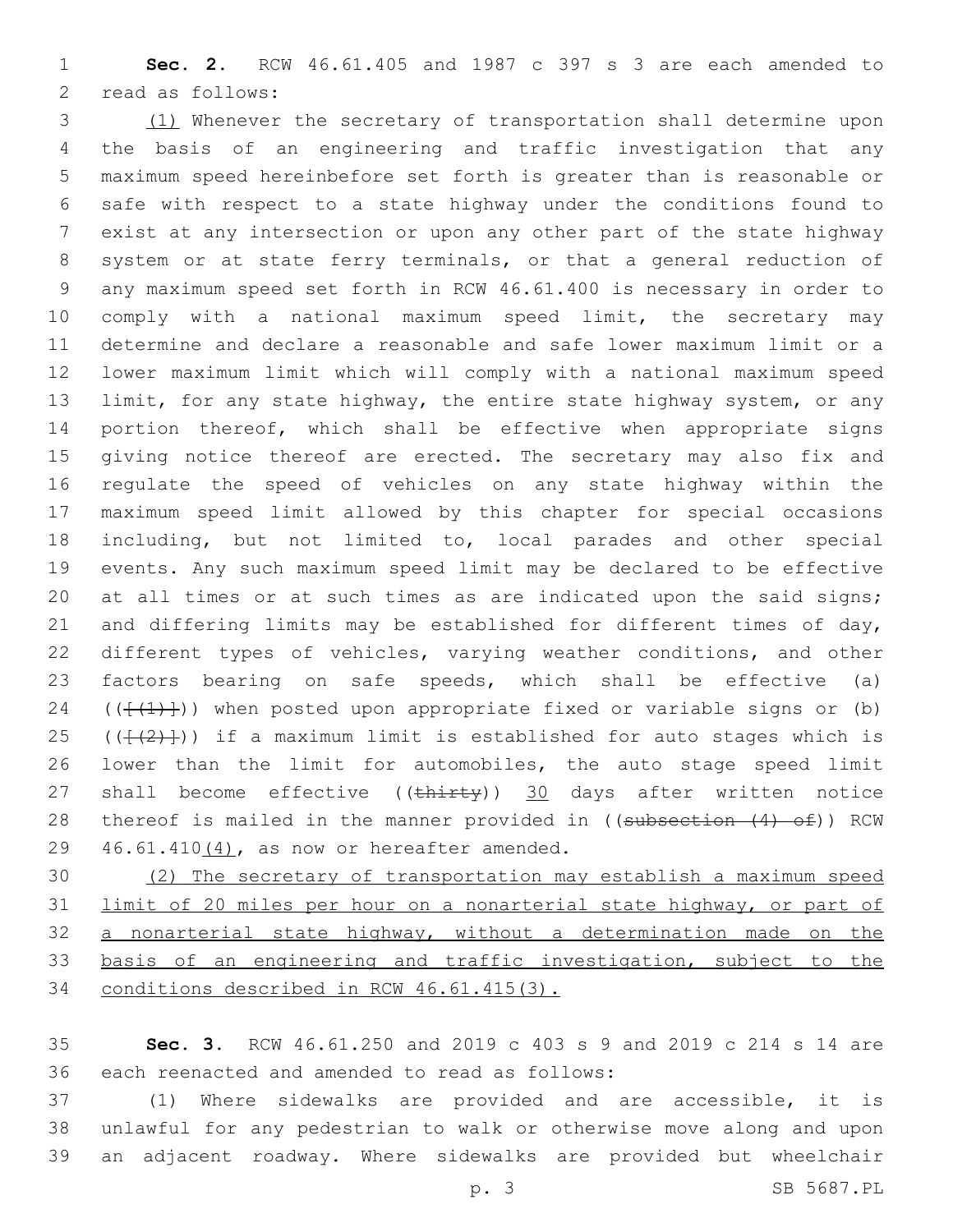**Sec. 2.** RCW 46.61.405 and 1987 c 397 s 3 are each amended to read as follows:

(1) Whenever the secretary of transportation shall determine upon the basis of an engineering and traffic investigation that any maximum speed hereinbefore set forth is greater than is reasonable or safe with respect to a state highway under the conditions found to exist at any intersection or upon any other part of the state highway system or at state ferry terminals, or that a general reduction of any maximum speed set forth in RCW 46.61.400 is necessary in order to comply with a national maximum speed limit, the secretary may determine and declare a reasonable and safe lower maximum limit or a lower maximum limit which will comply with a national maximum speed limit, for any state highway, the entire state highway system, or any portion thereof, which shall be effective when appropriate signs giving notice thereof are erected. The secretary may also fix and regulate the speed of vehicles on any state highway within the maximum speed limit allowed by this chapter for special occasions including, but not limited to, local parades and other special events. Any such maximum speed limit may be declared to be effective at all times or at such times as are indicated upon the said signs; and differing limits may be established for different times of day, different types of vehicles, varying weather conditions, and other factors bearing on safe speeds, which shall be effective (a) (([(1)])) when posted upon appropriate fixed or variable signs or (b) (([(2)])) if a maximum limit is established for auto stages which is lower than the limit for automobiles, the auto stage speed limit shall become effective ((thirty)) 30 days after written notice thereof is mailed in the manner provided in ((subsection (4) of)) RCW 46.61.410(4), as now or hereafter amended.

(2) The secretary of transportation may establish a maximum speed limit of 20 miles per hour on a nonarterial state highway, or part of a nonarterial state highway, without a determination made on the basis of an engineering and traffic investigation, subject to the conditions described in RCW 46.61.415(3).

**Sec. 3.** RCW 46.61.250 and 2019 c 403 s 9 and 2019 c 214 s 14 are each reenacted and amended to read as follows:

(1) Where sidewalks are provided and are accessible, it is unlawful for any pedestrian to walk or otherwise move along and upon an adjacent roadway. Where sidewalks are provided but wheelchair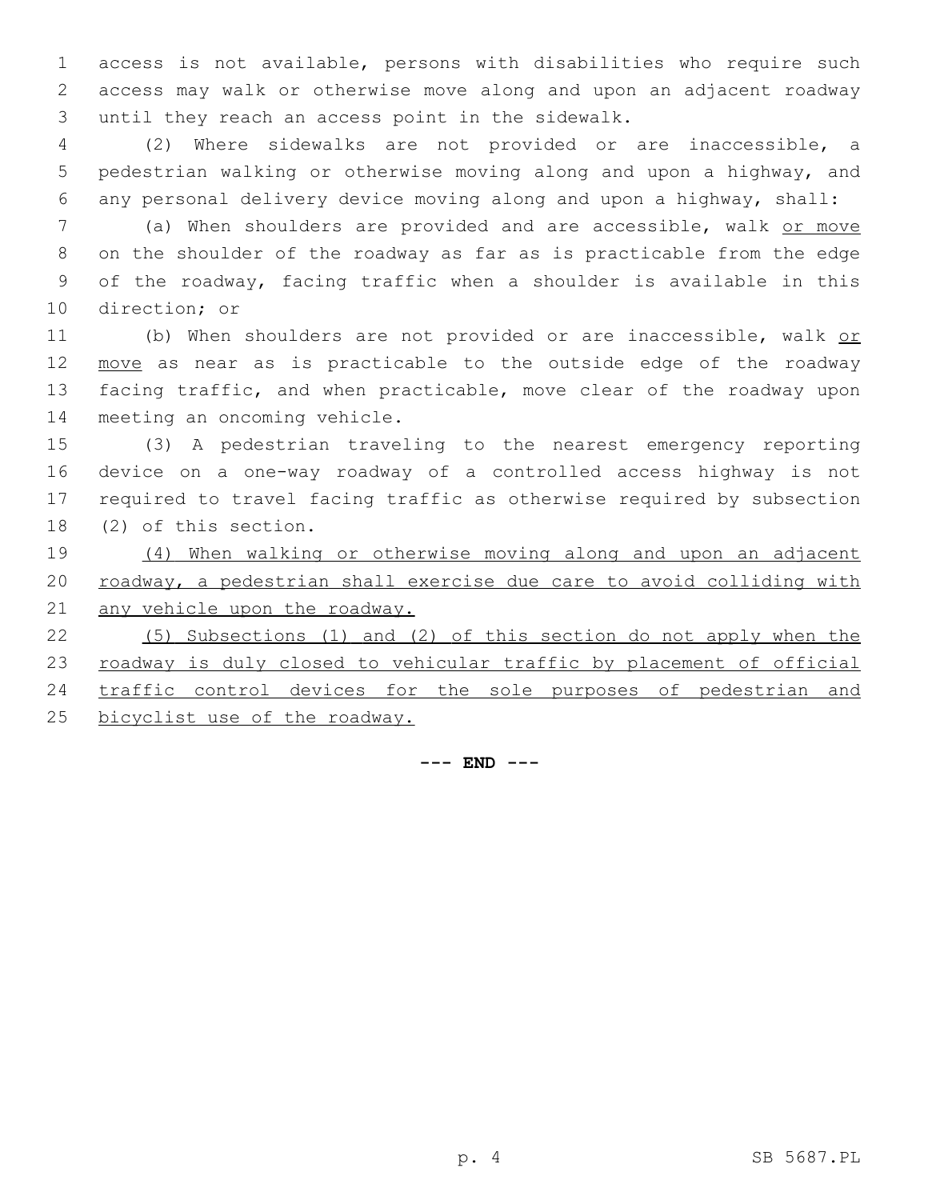access is not available, persons with disabilities who require such access may walk or otherwise move along and upon an adjacent roadway until they reach an access point in the sidewalk.

(2) Where sidewalks are not provided or are inaccessible, a pedestrian walking or otherwise moving along and upon a highway, and any personal delivery device moving along and upon a highway, shall:

(a) When shoulders are provided and are accessible, walk <u>or move</u> on the shoulder of the roadway as far as is practicable from the edge of the roadway, facing traffic when a shoulder is available in this direction; or

(b) When shoulders are not provided or are inaccessible, walk <u>or move</u> as near as is practicable to the outside edge of the roadway facing traffic, and when practicable, move clear of the roadway upon meeting an oncoming vehicle.

(3) A pedestrian traveling to the nearest emergency reporting device on a one-way roadway of a controlled access highway is not required to travel facing traffic as otherwise required by subsection (2) of this section.

<u>(4) When walking or otherwise moving along and upon an adjacent roadway, a pedestrian shall exercise due care to avoid colliding with any vehicle upon the roadway.</u>

<u>(5) Subsections (1) and (2) of this section do not apply when the roadway is duly closed to vehicular traffic by placement of official traffic control devices for the sole purposes of pedestrian and bicyclist use of the roadway.</u>

**--- END ---**